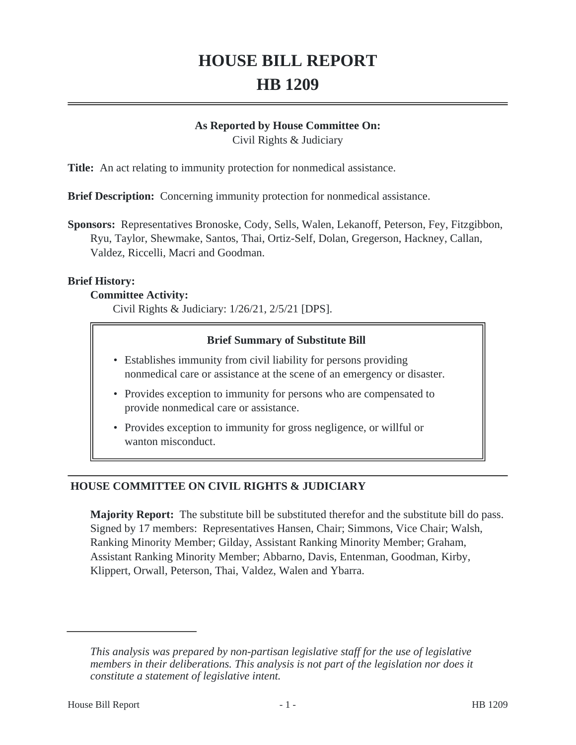# HOUSE BILL REPORT
# HB 1209

**As Reported by House Committee On:**
Civil Rights & Judiciary

**Title:** An act relating to immunity protection for nonmedical assistance.

**Brief Description:** Concerning immunity protection for nonmedical assistance.

**Sponsors:** Representatives Bronoske, Cody, Sells, Walen, Lekanoff, Peterson, Fey, Fitzgibbon, Ryu, Taylor, Shewmake, Santos, Thai, Ortiz-Self, Dolan, Gregerson, Hackney, Callan, Valdez, Riccelli, Macri and Goodman.

**Brief History:**

**Committee Activity:**

Civil Rights & Judiciary: 1/26/21, 2/5/21 [DPS].

**Brief Summary of Substitute Bill**

- Establishes immunity from civil liability for persons providing nonmedical care or assistance at the scene of an emergency or disaster.
- Provides exception to immunity for persons who are compensated to provide nonmedical care or assistance.
- Provides exception to immunity for gross negligence, or willful or wanton misconduct.

## HOUSE COMMITTEE ON CIVIL RIGHTS & JUDICIARY

**Majority Report:** The substitute bill be substituted therefor and the substitute bill do pass. Signed by 17 members: Representatives Hansen, Chair; Simmons, Vice Chair; Walsh, Ranking Minority Member; Gilday, Assistant Ranking Minority Member; Graham, Assistant Ranking Minority Member; Abbarno, Davis, Entenman, Goodman, Kirby, Klippert, Orwall, Peterson, Thai, Valdez, Walen and Ybarra.

---

*This analysis was prepared by non-partisan legislative staff for the use of legislative members in their deliberations. This analysis is not part of the legislation nor does it constitute a statement of legislative intent.*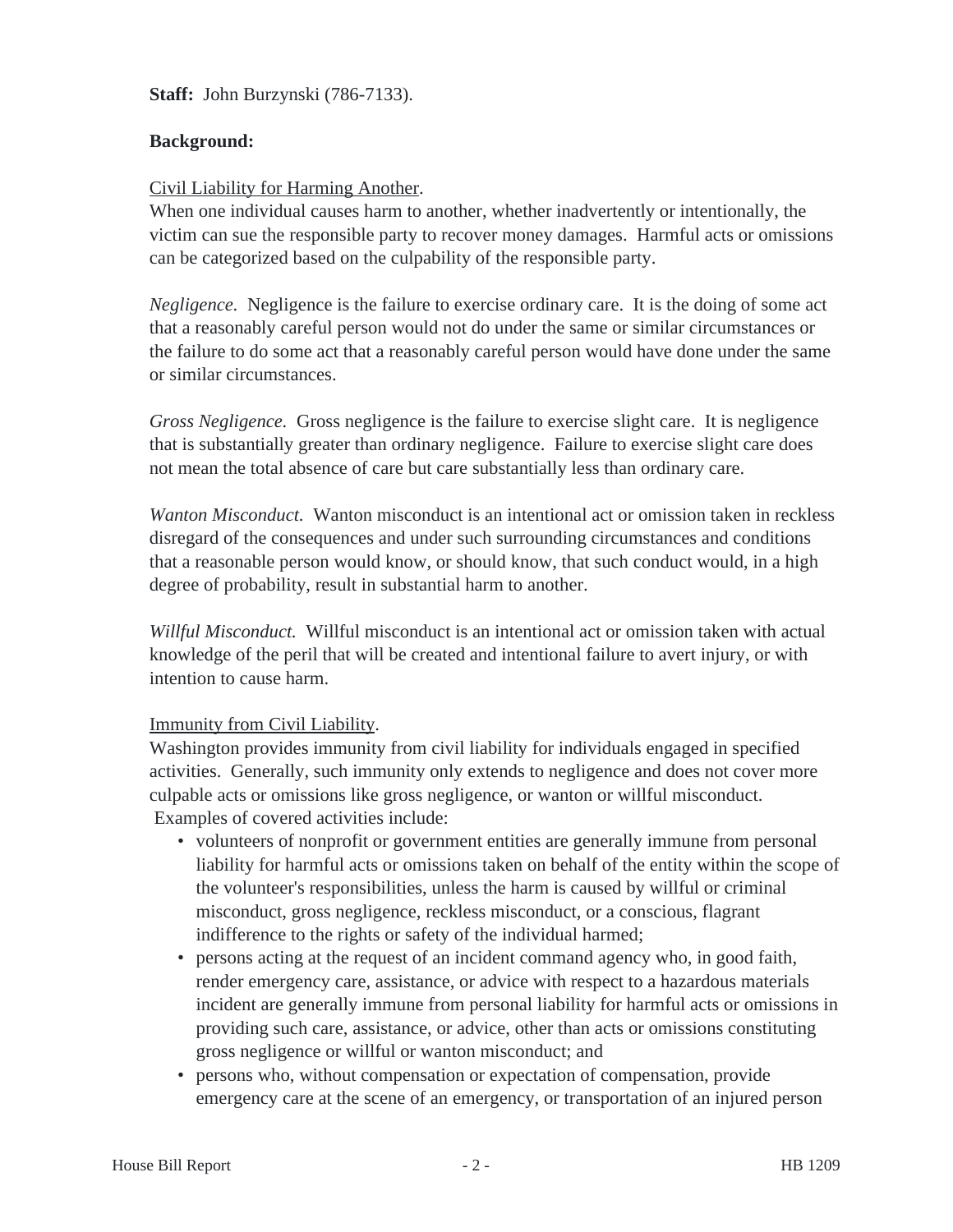**Staff:** John Burzynski (786-7133).

**Background:**

Civil Liability for Harming Another.

When one individual causes harm to another, whether inadvertently or intentionally, the victim can sue the responsible party to recover money damages. Harmful acts or omissions can be categorized based on the culpability of the responsible party.

*Negligence.* Negligence is the failure to exercise ordinary care. It is the doing of some act that a reasonably careful person would not do under the same or similar circumstances or the failure to do some act that a reasonably careful person would have done under the same or similar circumstances.

*Gross Negligence.* Gross negligence is the failure to exercise slight care. It is negligence that is substantially greater than ordinary negligence. Failure to exercise slight care does not mean the total absence of care but care substantially less than ordinary care.

*Wanton Misconduct.* Wanton misconduct is an intentional act or omission taken in reckless disregard of the consequences and under such surrounding circumstances and conditions that a reasonable person would know, or should know, that such conduct would, in a high degree of probability, result in substantial harm to another.

*Willful Misconduct.* Willful misconduct is an intentional act or omission taken with actual knowledge of the peril that will be created and intentional failure to avert injury, or with intention to cause harm.

Immunity from Civil Liability.

Washington provides immunity from civil liability for individuals engaged in specified activities. Generally, such immunity only extends to negligence and does not cover more culpable acts or omissions like gross negligence, or wanton or willful misconduct. Examples of covered activities include:

- volunteers of nonprofit or government entities are generally immune from personal liability for harmful acts or omissions taken on behalf of the entity within the scope of the volunteer's responsibilities, unless the harm is caused by willful or criminal misconduct, gross negligence, reckless misconduct, or a conscious, flagrant indifference to the rights or safety of the individual harmed;
- persons acting at the request of an incident command agency who, in good faith, render emergency care, assistance, or advice with respect to a hazardous materials incident are generally immune from personal liability for harmful acts or omissions in providing such care, assistance, or advice, other than acts or omissions constituting gross negligence or willful or wanton misconduct; and
- persons who, without compensation or expectation of compensation, provide emergency care at the scene of an emergency, or transportation of an injured person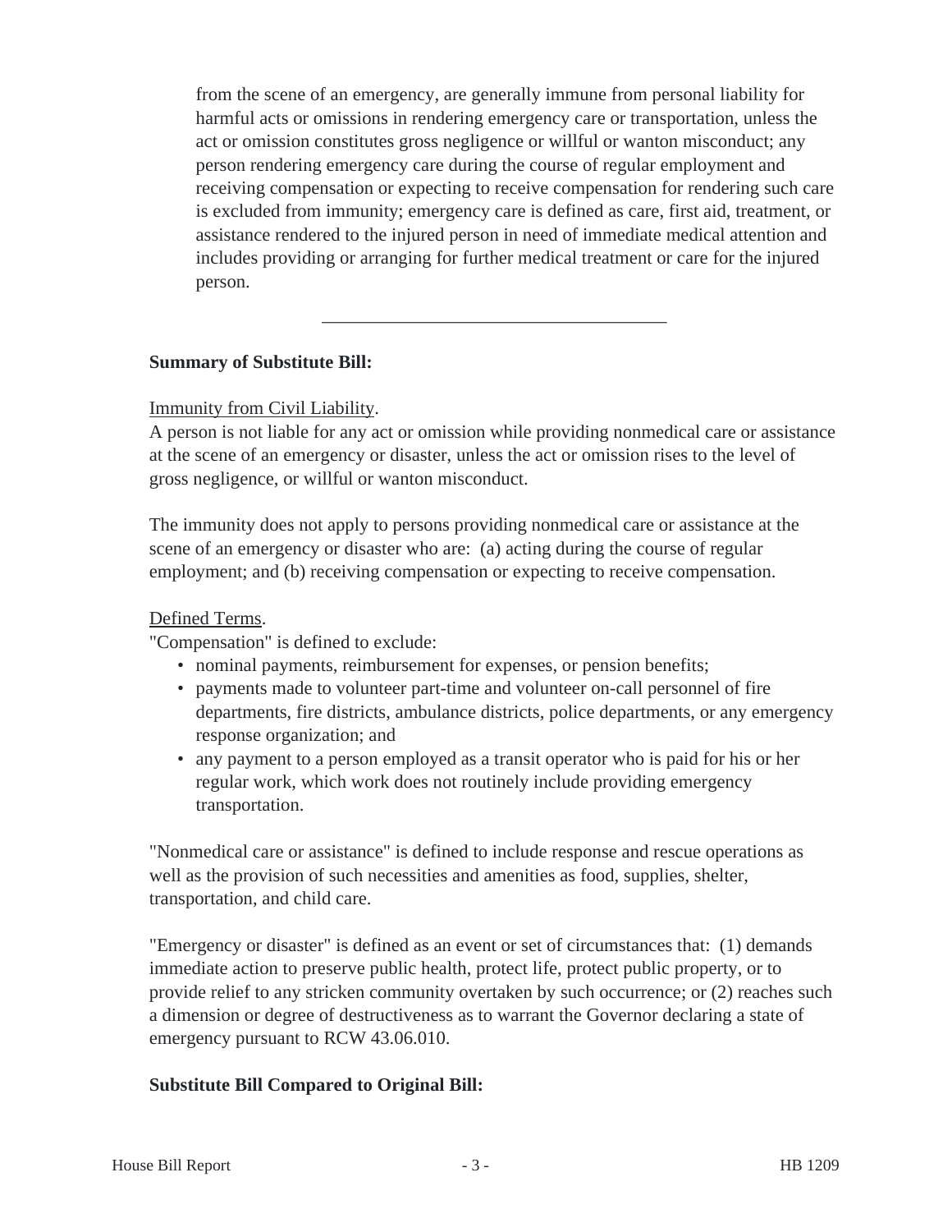from the scene of an emergency, are generally immune from personal liability for harmful acts or omissions in rendering emergency care or transportation, unless the act or omission constitutes gross negligence or willful or wanton misconduct; any person rendering emergency care during the course of regular employment and receiving compensation or expecting to receive compensation for rendering such care is excluded from immunity; emergency care is defined as care, first aid, treatment, or assistance rendered to the injured person in need of immediate medical attention and includes providing or arranging for further medical treatment or care for the injured person.

---

**Summary of Substitute Bill:**

Immunity from Civil Liability.

A person is not liable for any act or omission while providing nonmedical care or assistance at the scene of an emergency or disaster, unless the act or omission rises to the level of gross negligence, or willful or wanton misconduct.

The immunity does not apply to persons providing nonmedical care or assistance at the scene of an emergency or disaster who are: (a) acting during the course of regular employment; and (b) receiving compensation or expecting to receive compensation.

Defined Terms.

"Compensation" is defined to exclude:

- nominal payments, reimbursement for expenses, or pension benefits;
- payments made to volunteer part-time and volunteer on-call personnel of fire departments, fire districts, ambulance districts, police departments, or any emergency response organization; and
- any payment to a person employed as a transit operator who is paid for his or her regular work, which work does not routinely include providing emergency transportation.

"Nonmedical care or assistance" is defined to include response and rescue operations as well as the provision of such necessities and amenities as food, supplies, shelter, transportation, and child care.

"Emergency or disaster" is defined as an event or set of circumstances that: (1) demands immediate action to preserve public health, protect life, protect public property, or to provide relief to any stricken community overtaken by such occurrence; or (2) reaches such a dimension or degree of destructiveness as to warrant the Governor declaring a state of emergency pursuant to RCW 43.06.010.

**Substitute Bill Compared to Original Bill:**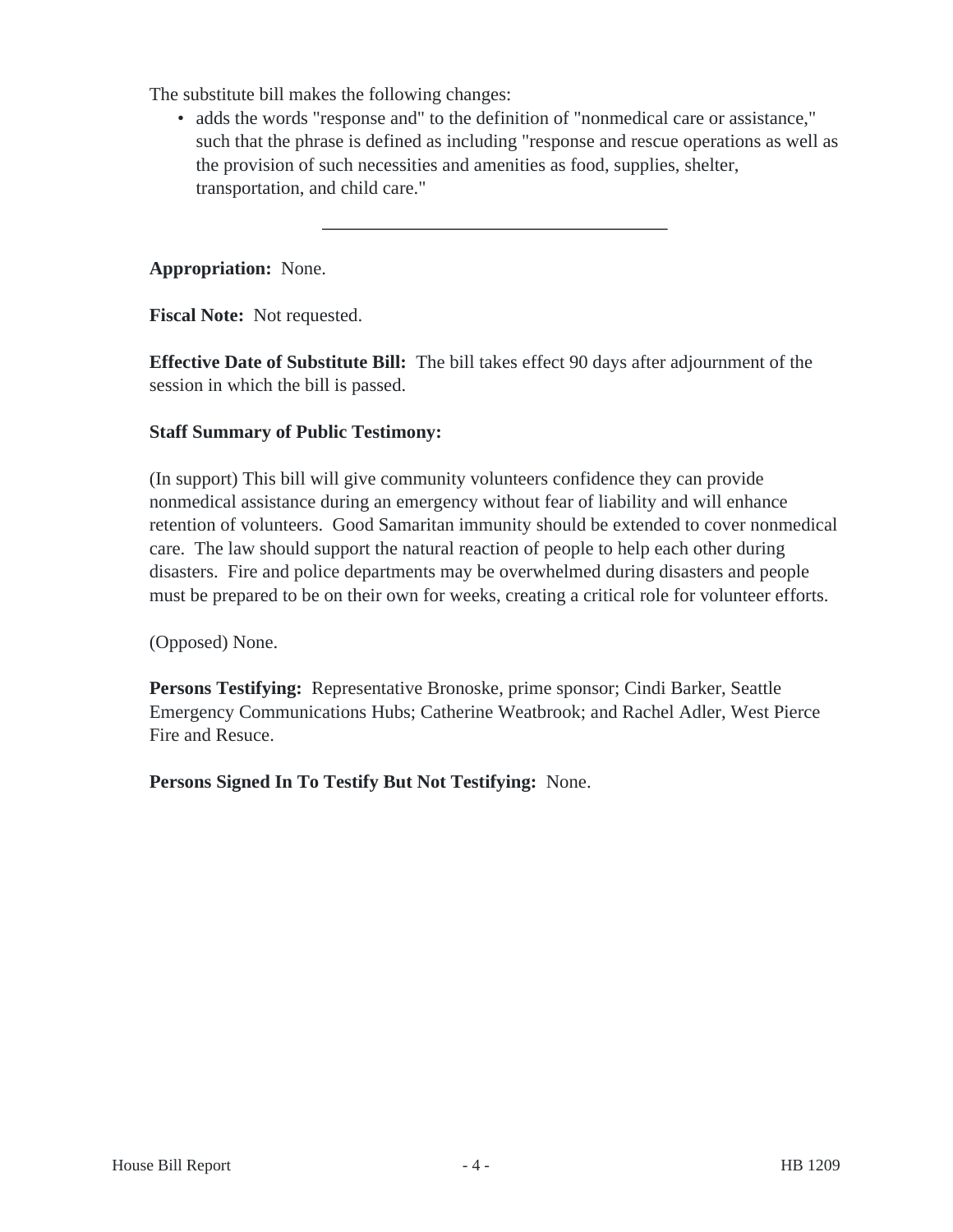The substitute bill makes the following changes:

- adds the words "response and" to the definition of "nonmedical care or assistance," such that the phrase is defined as including "response and rescue operations as well as the provision of such necessities and amenities as food, supplies, shelter, transportation, and child care."

---

**Appropriation:** None.

**Fiscal Note:** Not requested.

**Effective Date of Substitute Bill:** The bill takes effect 90 days after adjournment of the session in which the bill is passed.

**Staff Summary of Public Testimony:**

(In support) This bill will give community volunteers confidence they can provide nonmedical assistance during an emergency without fear of liability and will enhance retention of volunteers. Good Samaritan immunity should be extended to cover nonmedical care. The law should support the natural reaction of people to help each other during disasters. Fire and police departments may be overwhelmed during disasters and people must be prepared to be on their own for weeks, creating a critical role for volunteer efforts.

(Opposed) None.

**Persons Testifying:** Representative Bronoske, prime sponsor; Cindi Barker, Seattle Emergency Communications Hubs; Catherine Weatbrook; and Rachel Adler, West Pierce Fire and Resuce.

**Persons Signed In To Testify But Not Testifying:** None.